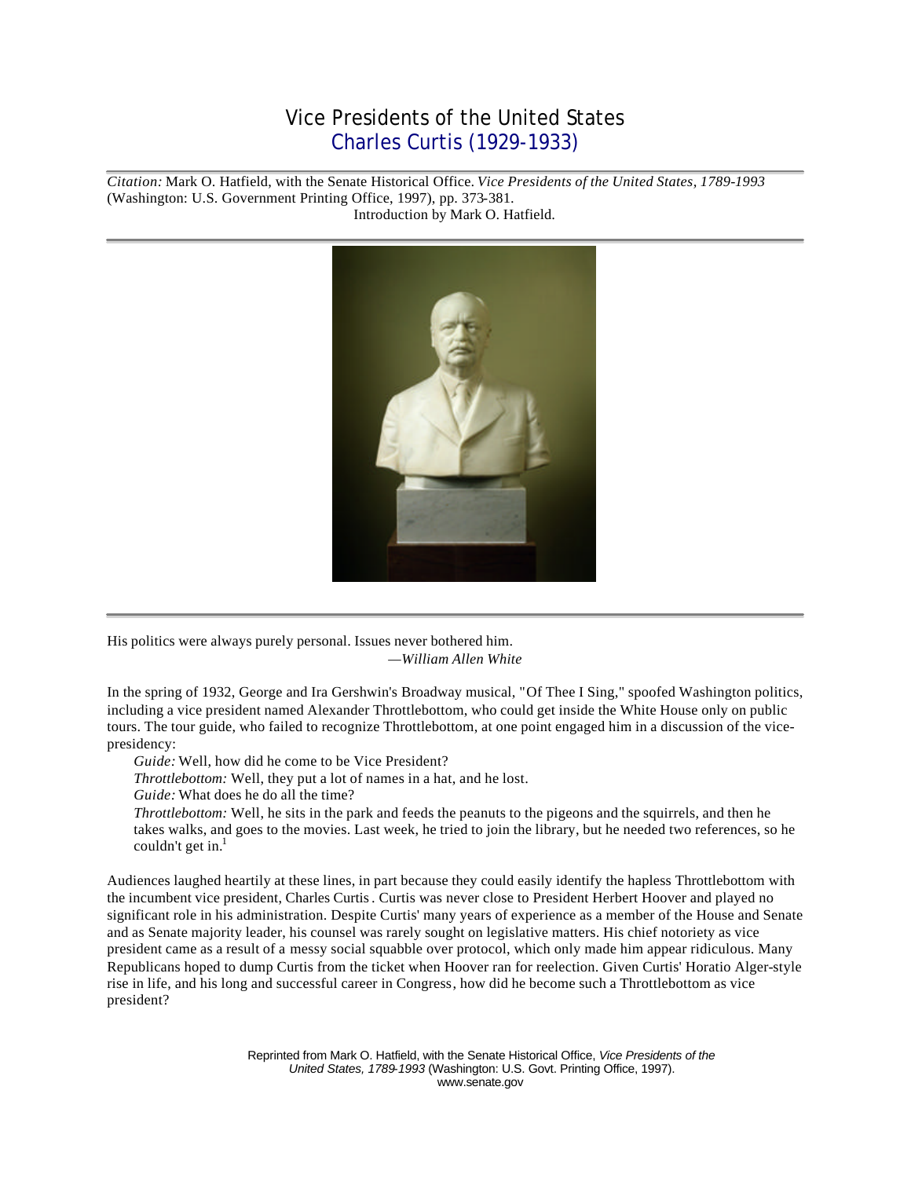# Vice Presidents of the United States

## Charles Curtis (1929-1933)

*Citation:* Mark O. Hatfield, with the Senate Historical Office. *Vice Presidents of the United States, 1789-1993* (Washington: U.S. Government Printing Office, 1997), pp. 373-381.

Introduction by Mark O. Hatfield.

His politics were always purely personal. Issues never bothered him.

—*William Allen White*

In the spring of 1932, George and Ira Gershwin's Broadway musical, "Of Thee I Sing," spoofed Washington politics, including a vice president named Alexander Throttlebottom, who could get inside the White House only on public tours. The tour guide, who failed to recognize Throttlebottom, at one point engaged him in a discussion of the vice-presidency:

> *Guide:* Well, how did he come to be Vice President?
>
> *Throttlebottom:* Well, they put a lot of names in a hat, and he lost.
>
> *Guide:* What does he do all the time?
>
> *Throttlebottom:* Well, he sits in the park and feeds the peanuts to the pigeons and the squirrels, and then he takes walks, and goes to the movies. Last week, he tried to join the library, but he needed two references, so he couldn't get in.[1]

Audiences laughed heartily at these lines, in part because they could easily identify the hapless Throttlebottom with the incumbent vice president, Charles Curtis. Curtis was never close to President Herbert Hoover and played no significant role in his administration. Despite Curtis' many years of experience as a member of the House and Senate and as Senate majority leader, his counsel was rarely sought on legislative matters. His chief notoriety as vice president came as a result of a messy social squabble over protocol, which only made him appear ridiculous. Many Republicans hoped to dump Curtis from the ticket when Hoover ran for reelection. Given Curtis' Horatio Alger-style rise in life, and his long and successful career in Congress, how did he become such a Throttlebottom as vice president?

Reprinted from Mark O. Hatfield, with the Senate Historical Office, *Vice Presidents of the United States, 1789-1993* (Washington: U.S. Govt. Printing Office, 1997).
www.senate.gov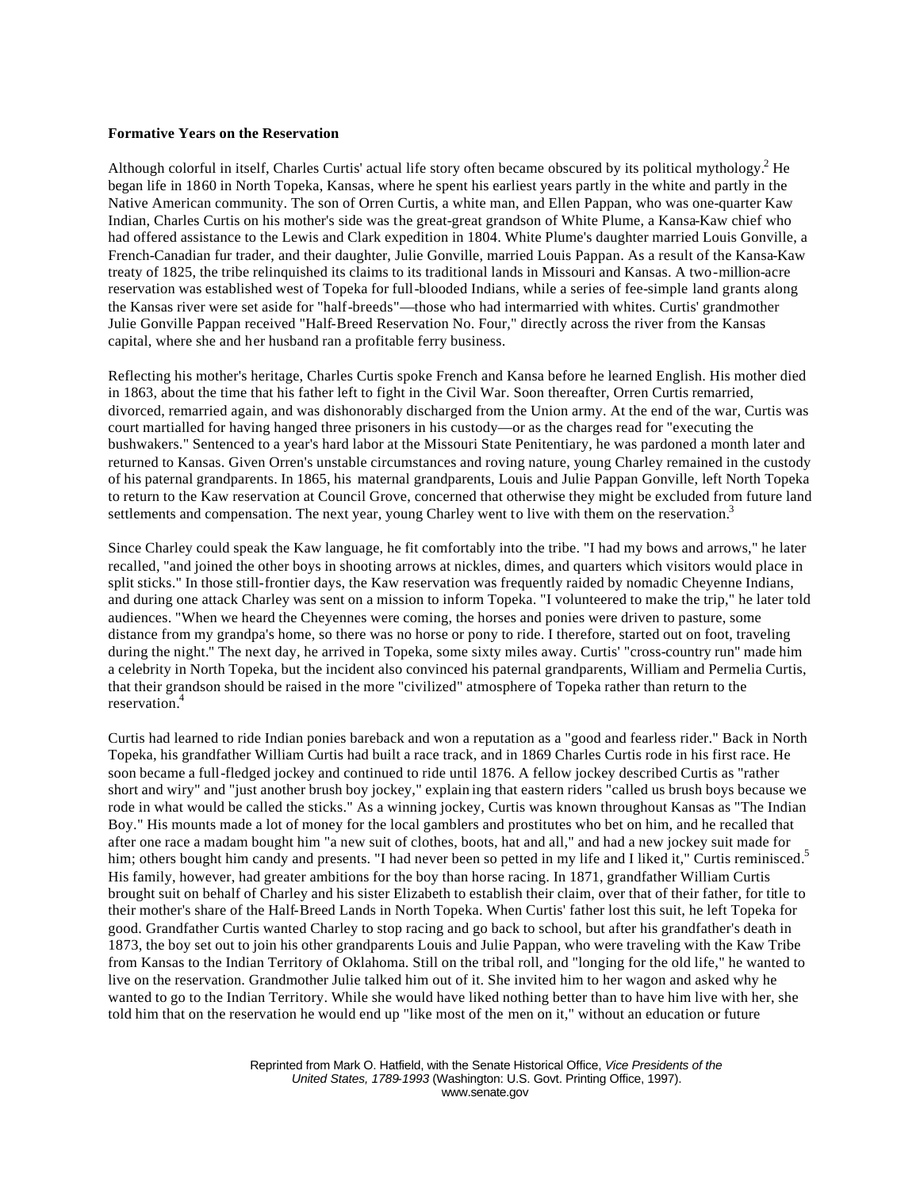**Formative Years on the Reservation**

Although colorful in itself, Charles Curtis' actual life story often became obscured by its political mythology.[2] He began life in 1860 in North Topeka, Kansas, where he spent his earliest years partly in the white and partly in the Native American community. The son of Orren Curtis, a white man, and Ellen Pappan, who was one-quarter Kaw Indian, Charles Curtis on his mother's side was the great-great grandson of White Plume, a Kansa-Kaw chief who had offered assistance to the Lewis and Clark expedition in 1804. White Plume's daughter married Louis Gonville, a French-Canadian fur trader, and their daughter, Julie Gonville, married Louis Pappan. As a result of the Kansa-Kaw treaty of 1825, the tribe relinquished its claims to its traditional lands in Missouri and Kansas. A two-million-acre reservation was established west of Topeka for full-blooded Indians, while a series of fee-simple land grants along the Kansas river were set aside for "half-breeds"—those who had intermarried with whites. Curtis' grandmother Julie Gonville Pappan received "Half-Breed Reservation No. Four," directly across the river from the Kansas capital, where she and her husband ran a profitable ferry business.

Reflecting his mother's heritage, Charles Curtis spoke French and Kansa before he learned English. His mother died in 1863, about the time that his father left to fight in the Civil War. Soon thereafter, Orren Curtis remarried, divorced, remarried again, and was dishonorably discharged from the Union army. At the end of the war, Curtis was court martialled for having hanged three prisoners in his custody—or as the charges read for "executing the bushwakers." Sentenced to a year's hard labor at the Missouri State Penitentiary, he was pardoned a month later and returned to Kansas. Given Orren's unstable circumstances and roving nature, young Charley remained in the custody of his paternal grandparents. In 1865, his maternal grandparents, Louis and Julie Pappan Gonville, left North Topeka to return to the Kaw reservation at Council Grove, concerned that otherwise they might be excluded from future land settlements and compensation. The next year, young Charley went to live with them on the reservation.[3]

Since Charley could speak the Kaw language, he fit comfortably into the tribe. "I had my bows and arrows," he later recalled, "and joined the other boys in shooting arrows at nickles, dimes, and quarters which visitors would place in split sticks." In those still-frontier days, the Kaw reservation was frequently raided by nomadic Cheyenne Indians, and during one attack Charley was sent on a mission to inform Topeka. "I volunteered to make the trip," he later told audiences. "When we heard the Cheyennes were coming, the horses and ponies were driven to pasture, some distance from my grandpa's home, so there was no horse or pony to ride. I therefore, started out on foot, traveling during the night." The next day, he arrived in Topeka, some sixty miles away. Curtis' "cross-country run" made him a celebrity in North Topeka, but the incident also convinced his paternal grandparents, William and Permelia Curtis, that their grandson should be raised in the more "civilized" atmosphere of Topeka rather than return to the reservation.[4]

Curtis had learned to ride Indian ponies bareback and won a reputation as a "good and fearless rider." Back in North Topeka, his grandfather William Curtis had built a race track, and in 1869 Charles Curtis rode in his first race. He soon became a full-fledged jockey and continued to ride until 1876. A fellow jockey described Curtis as "rather short and wiry" and "just another brush boy jockey," explaining that eastern riders "called us brush boys because we rode in what would be called the sticks." As a winning jockey, Curtis was known throughout Kansas as "The Indian Boy." His mounts made a lot of money for the local gamblers and prostitutes who bet on him, and he recalled that after one race a madam bought him "a new suit of clothes, boots, hat and all," and had a new jockey suit made for him; others bought him candy and presents. "I had never been so petted in my life and I liked it," Curtis reminisced.[5] His family, however, had greater ambitions for the boy than horse racing. In 1871, grandfather William Curtis brought suit on behalf of Charley and his sister Elizabeth to establish their claim, over that of their father, for title to their mother's share of the Half-Breed Lands in North Topeka. When Curtis' father lost this suit, he left Topeka for good. Grandfather Curtis wanted Charley to stop racing and go back to school, but after his grandfather's death in 1873, the boy set out to join his other grandparents Louis and Julie Pappan, who were traveling with the Kaw Tribe from Kansas to the Indian Territory of Oklahoma. Still on the tribal roll, and "longing for the old life," he wanted to live on the reservation. Grandmother Julie talked him out of it. She invited him to her wagon and asked why he wanted to go to the Indian Territory. While she would have liked nothing better than to have him live with her, she told him that on the reservation he would end up "like most of the men on it," without an education or future

Reprinted from Mark O. Hatfield, with the Senate Historical Office, *Vice Presidents of the United States, 1789-1993* (Washington: U.S. Govt. Printing Office, 1997). www.senate.gov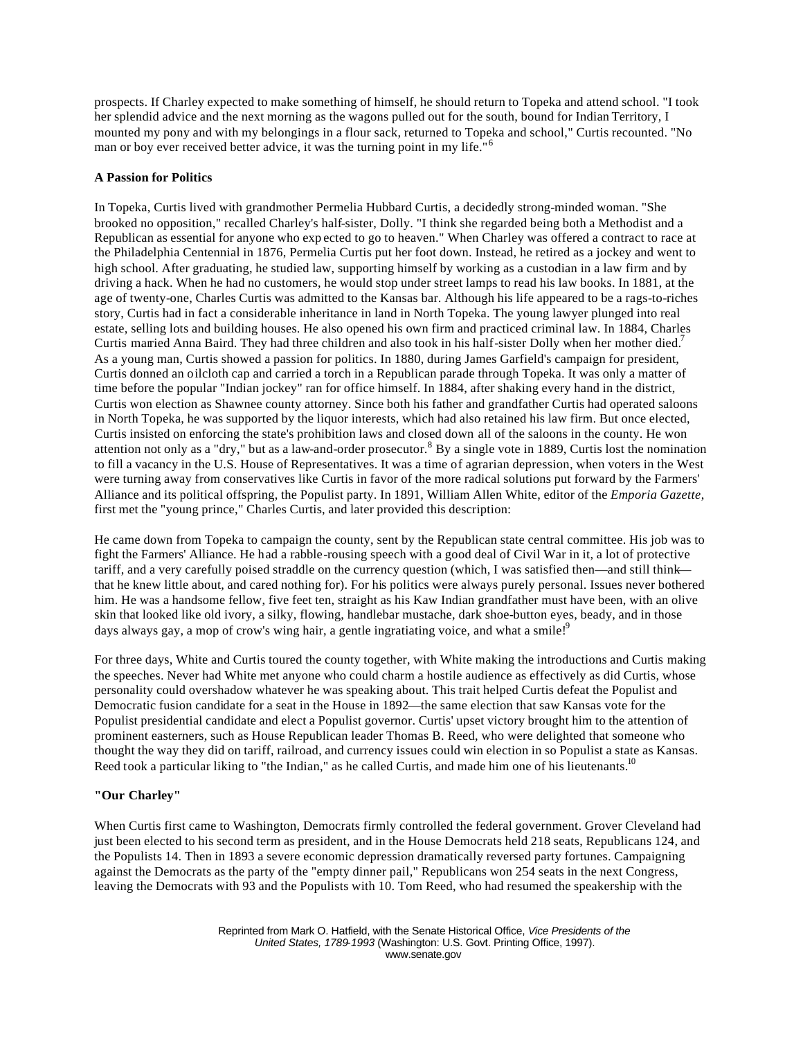prospects. If Charley expected to make something of himself, he should return to Topeka and attend school. "I took her splendid advice and the next morning as the wagons pulled out for the south, bound for Indian Territory, I mounted my pony and with my belongings in a flour sack, returned to Topeka and school," Curtis recounted. "No man or boy ever received better advice, it was the turning point in my life."[6]

**A Passion for Politics**

In Topeka, Curtis lived with grandmother Permelia Hubbard Curtis, a decidedly strong-minded woman. "She brooked no opposition," recalled Charley's half-sister, Dolly. "I think she regarded being both a Methodist and a Republican as essential for anyone who expected to go to heaven." When Charley was offered a contract to race at the Philadelphia Centennial in 1876, Permelia Curtis put her foot down. Instead, he retired as a jockey and went to high school. After graduating, he studied law, supporting himself by working as a custodian in a law firm and by driving a hack. When he had no customers, he would stop under street lamps to read his law books. In 1881, at the age of twenty-one, Charles Curtis was admitted to the Kansas bar. Although his life appeared to be a rags-to-riches story, Curtis had in fact a considerable inheritance in land in North Topeka. The young lawyer plunged into real estate, selling lots and building houses. He also opened his own firm and practiced criminal law. In 1884, Charles Curtis married Anna Baird. They had three children and also took in his half-sister Dolly when her mother died.[7] As a young man, Curtis showed a passion for politics. In 1880, during James Garfield's campaign for president, Curtis donned an oilcloth cap and carried a torch in a Republican parade through Topeka. It was only a matter of time before the popular "Indian jockey" ran for office himself. In 1884, after shaking every hand in the district, Curtis won election as Shawnee county attorney. Since both his father and grandfather Curtis had operated saloons in North Topeka, he was supported by the liquor interests, which had also retained his law firm. But once elected, Curtis insisted on enforcing the state's prohibition laws and closed down all of the saloons in the county. He won attention not only as a "dry," but as a law-and-order prosecutor.[8] By a single vote in 1889, Curtis lost the nomination to fill a vacancy in the U.S. House of Representatives. It was a time of agrarian depression, when voters in the West were turning away from conservatives like Curtis in favor of the more radical solutions put forward by the Farmers' Alliance and its political offspring, the Populist party. In 1891, William Allen White, editor of the *Emporia Gazette*, first met the "young prince," Charles Curtis, and later provided this description:

He came down from Topeka to campaign the county, sent by the Republican state central committee. His job was to fight the Farmers' Alliance. He had a rabble-rousing speech with a good deal of Civil War in it, a lot of protective tariff, and a very carefully poised straddle on the currency question (which, I was satisfied then—and still think—that he knew little about, and cared nothing for). For his politics were always purely personal. Issues never bothered him. He was a handsome fellow, five feet ten, straight as his Kaw Indian grandfather must have been, with an olive skin that looked like old ivory, a silky, flowing, handlebar mustache, dark shoe-button eyes, beady, and in those days always gay, a mop of crow's wing hair, a gentle ingratiating voice, and what a smile![9]

For three days, White and Curtis toured the county together, with White making the introductions and Curtis making the speeches. Never had White met anyone who could charm a hostile audience as effectively as did Curtis, whose personality could overshadow whatever he was speaking about. This trait helped Curtis defeat the Populist and Democratic fusion candidate for a seat in the House in 1892—the same election that saw Kansas vote for the Populist presidential candidate and elect a Populist governor. Curtis' upset victory brought him to the attention of prominent easterners, such as House Republican leader Thomas B. Reed, who were delighted that someone who thought the way they did on tariff, railroad, and currency issues could win election in so Populist a state as Kansas. Reed took a particular liking to "the Indian," as he called Curtis, and made him one of his lieutenants.[10]

**"Our Charley"**

When Curtis first came to Washington, Democrats firmly controlled the federal government. Grover Cleveland had just been elected to his second term as president, and in the House Democrats held 218 seats, Republicans 124, and the Populists 14. Then in 1893 a severe economic depression dramatically reversed party fortunes. Campaigning against the Democrats as the party of the "empty dinner pail," Republicans won 254 seats in the next Congress, leaving the Democrats with 93 and the Populists with 10. Tom Reed, who had resumed the speakership with the

Reprinted from Mark O. Hatfield, with the Senate Historical Office, *Vice Presidents of the United States, 1789-1993* (Washington: U.S. Govt. Printing Office, 1997).
www.senate.gov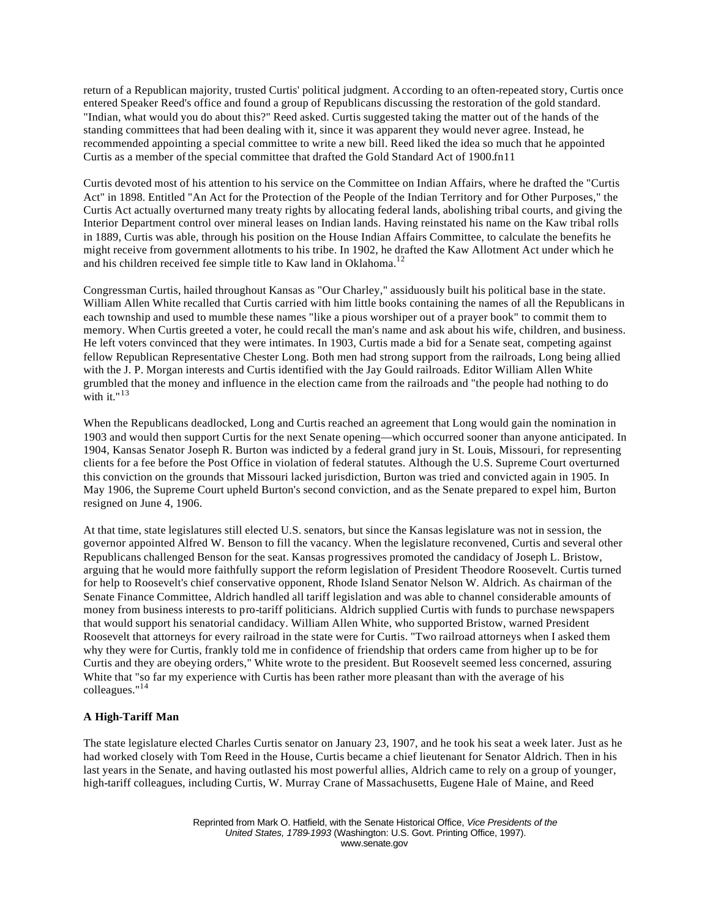return of a Republican majority, trusted Curtis' political judgment. According to an often-repeated story, Curtis once entered Speaker Reed's office and found a group of Republicans discussing the restoration of the gold standard. "Indian, what would you do about this?" Reed asked. Curtis suggested taking the matter out of the hands of the standing committees that had been dealing with it, since it was apparent they would never agree. Instead, he recommended appointing a special committee to write a new bill. Reed liked the idea so much that he appointed Curtis as a member of the special committee that drafted the Gold Standard Act of 1900.fn11

Curtis devoted most of his attention to his service on the Committee on Indian Affairs, where he drafted the "Curtis Act" in 1898. Entitled "An Act for the Protection of the People of the Indian Territory and for Other Purposes," the Curtis Act actually overturned many treaty rights by allocating federal lands, abolishing tribal courts, and giving the Interior Department control over mineral leases on Indian lands. Having reinstated his name on the Kaw tribal rolls in 1889, Curtis was able, through his position on the House Indian Affairs Committee, to calculate the benefits he might receive from government allotments to his tribe. In 1902, he drafted the Kaw Allotment Act under which he and his children received fee simple title to Kaw land in Oklahoma.[12]

Congressman Curtis, hailed throughout Kansas as "Our Charley," assiduously built his political base in the state. William Allen White recalled that Curtis carried with him little books containing the names of all the Republicans in each township and used to mumble these names "like a pious worshiper out of a prayer book" to commit them to memory. When Curtis greeted a voter, he could recall the man's name and ask about his wife, children, and business. He left voters convinced that they were intimates. In 1903, Curtis made a bid for a Senate seat, competing against fellow Republican Representative Chester Long. Both men had strong support from the railroads, Long being allied with the J. P. Morgan interests and Curtis identified with the Jay Gould railroads. Editor William Allen White grumbled that the money and influence in the election came from the railroads and "the people had nothing to do with it."[13]

When the Republicans deadlocked, Long and Curtis reached an agreement that Long would gain the nomination in 1903 and would then support Curtis for the next Senate opening—which occurred sooner than anyone anticipated. In 1904, Kansas Senator Joseph R. Burton was indicted by a federal grand jury in St. Louis, Missouri, for representing clients for a fee before the Post Office in violation of federal statutes. Although the U.S. Supreme Court overturned this conviction on the grounds that Missouri lacked jurisdiction, Burton was tried and convicted again in 1905. In May 1906, the Supreme Court upheld Burton's second conviction, and as the Senate prepared to expel him, Burton resigned on June 4, 1906.

At that time, state legislatures still elected U.S. senators, but since the Kansas legislature was not in session, the governor appointed Alfred W. Benson to fill the vacancy. When the legislature reconvened, Curtis and several other Republicans challenged Benson for the seat. Kansas progressives promoted the candidacy of Joseph L. Bristow, arguing that he would more faithfully support the reform legislation of President Theodore Roosevelt. Curtis turned for help to Roosevelt's chief conservative opponent, Rhode Island Senator Nelson W. Aldrich. As chairman of the Senate Finance Committee, Aldrich handled all tariff legislation and was able to channel considerable amounts of money from business interests to pro-tariff politicians. Aldrich supplied Curtis with funds to purchase newspapers that would support his senatorial candidacy. William Allen White, who supported Bristow, warned President Roosevelt that attorneys for every railroad in the state were for Curtis. "Two railroad attorneys when I asked them why they were for Curtis, frankly told me in confidence of friendship that orders came from higher up to be for Curtis and they are obeying orders," White wrote to the president. But Roosevelt seemed less concerned, assuring White that "so far my experience with Curtis has been rather more pleasant than with the average of his colleagues."[14]

### A High-Tariff Man

The state legislature elected Charles Curtis senator on January 23, 1907, and he took his seat a week later. Just as he had worked closely with Tom Reed in the House, Curtis became a chief lieutenant for Senator Aldrich. Then in his last years in the Senate, and having outlasted his most powerful allies, Aldrich came to rely on a group of younger, high-tariff colleagues, including Curtis, W. Murray Crane of Massachusetts, Eugene Hale of Maine, and Reed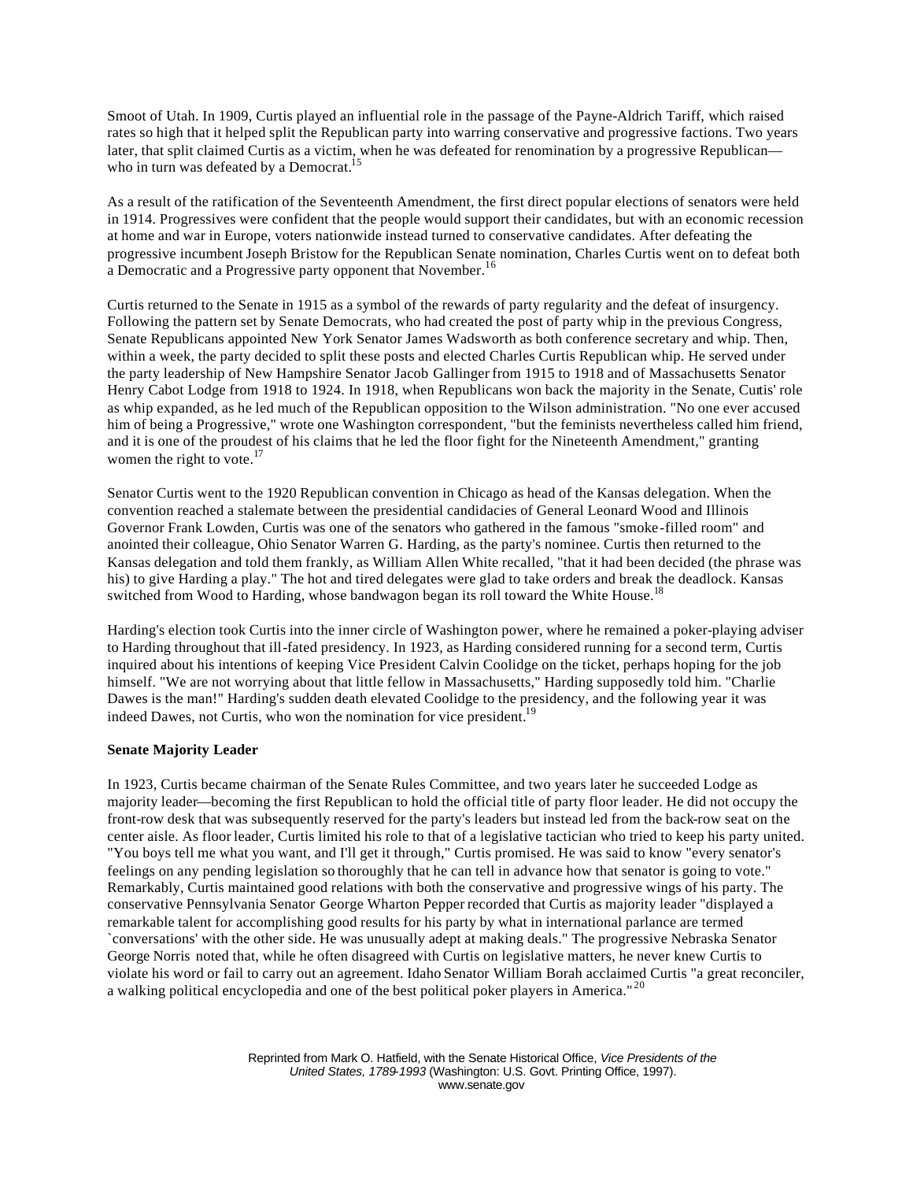Smoot of Utah. In 1909, Curtis played an influential role in the passage of the Payne-Aldrich Tariff, which raised rates so high that it helped split the Republican party into warring conservative and progressive factions. Two years later, that split claimed Curtis as a victim, when he was defeated for renomination by a progressive Republican—who in turn was defeated by a Democrat.[15]

As a result of the ratification of the Seventeenth Amendment, the first direct popular elections of senators were held in 1914. Progressives were confident that the people would support their candidates, but with an economic recession at home and war in Europe, voters nationwide instead turned to conservative candidates. After defeating the progressive incumbent Joseph Bristow for the Republican Senate nomination, Charles Curtis went on to defeat both a Democratic and a Progressive party opponent that November.[16]

Curtis returned to the Senate in 1915 as a symbol of the rewards of party regularity and the defeat of insurgency. Following the pattern set by Senate Democrats, who had created the post of party whip in the previous Congress, Senate Republicans appointed New York Senator James Wadsworth as both conference secretary and whip. Then, within a week, the party decided to split these posts and elected Charles Curtis Republican whip. He served under the party leadership of New Hampshire Senator Jacob Gallinger from 1915 to 1918 and of Massachusetts Senator Henry Cabot Lodge from 1918 to 1924. In 1918, when Republicans won back the majority in the Senate, Curtis' role as whip expanded, as he led much of the Republican opposition to the Wilson administration. "No one ever accused him of being a Progressive," wrote one Washington correspondent, "but the feminists nevertheless called him friend, and it is one of the proudest of his claims that he led the floor fight for the Nineteenth Amendment," granting women the right to vote.[17]

Senator Curtis went to the 1920 Republican convention in Chicago as head of the Kansas delegation. When the convention reached a stalemate between the presidential candidacies of General Leonard Wood and Illinois Governor Frank Lowden, Curtis was one of the senators who gathered in the famous "smoke-filled room" and anointed their colleague, Ohio Senator Warren G. Harding, as the party's nominee. Curtis then returned to the Kansas delegation and told them frankly, as William Allen White recalled, "that it had been decided (the phrase was his) to give Harding a play." The hot and tired delegates were glad to take orders and break the deadlock. Kansas switched from Wood to Harding, whose bandwagon began its roll toward the White House.[18]

Harding's election took Curtis into the inner circle of Washington power, where he remained a poker-playing adviser to Harding throughout that ill-fated presidency. In 1923, as Harding considered running for a second term, Curtis inquired about his intentions of keeping Vice President Calvin Coolidge on the ticket, perhaps hoping for the job himself. "We are not worrying about that little fellow in Massachusetts," Harding supposedly told him. "Charlie Dawes is the man!" Harding's sudden death elevated Coolidge to the presidency, and the following year it was indeed Dawes, not Curtis, who won the nomination for vice president.[19]

**Senate Majority Leader**

In 1923, Curtis became chairman of the Senate Rules Committee, and two years later he succeeded Lodge as majority leader—becoming the first Republican to hold the official title of party floor leader. He did not occupy the front-row desk that was subsequently reserved for the party's leaders but instead led from the back-row seat on the center aisle. As floor leader, Curtis limited his role to that of a legislative tactician who tried to keep his party united. "You boys tell me what you want, and I'll get it through," Curtis promised. He was said to know "every senator's feelings on any pending legislation so thoroughly that he can tell in advance how that senator is going to vote." Remarkably, Curtis maintained good relations with both the conservative and progressive wings of his party. The conservative Pennsylvania Senator George Wharton Pepper recorded that Curtis as majority leader "displayed a remarkable talent for accomplishing good results for his party by what in international parlance are termed `conversations' with the other side. He was unusually adept at making deals." The progressive Nebraska Senator George Norris noted that, while he often disagreed with Curtis on legislative matters, he never knew Curtis to violate his word or fail to carry out an agreement. Idaho Senator William Borah acclaimed Curtis "a great reconciler, a walking political encyclopedia and one of the best political poker players in America."[20]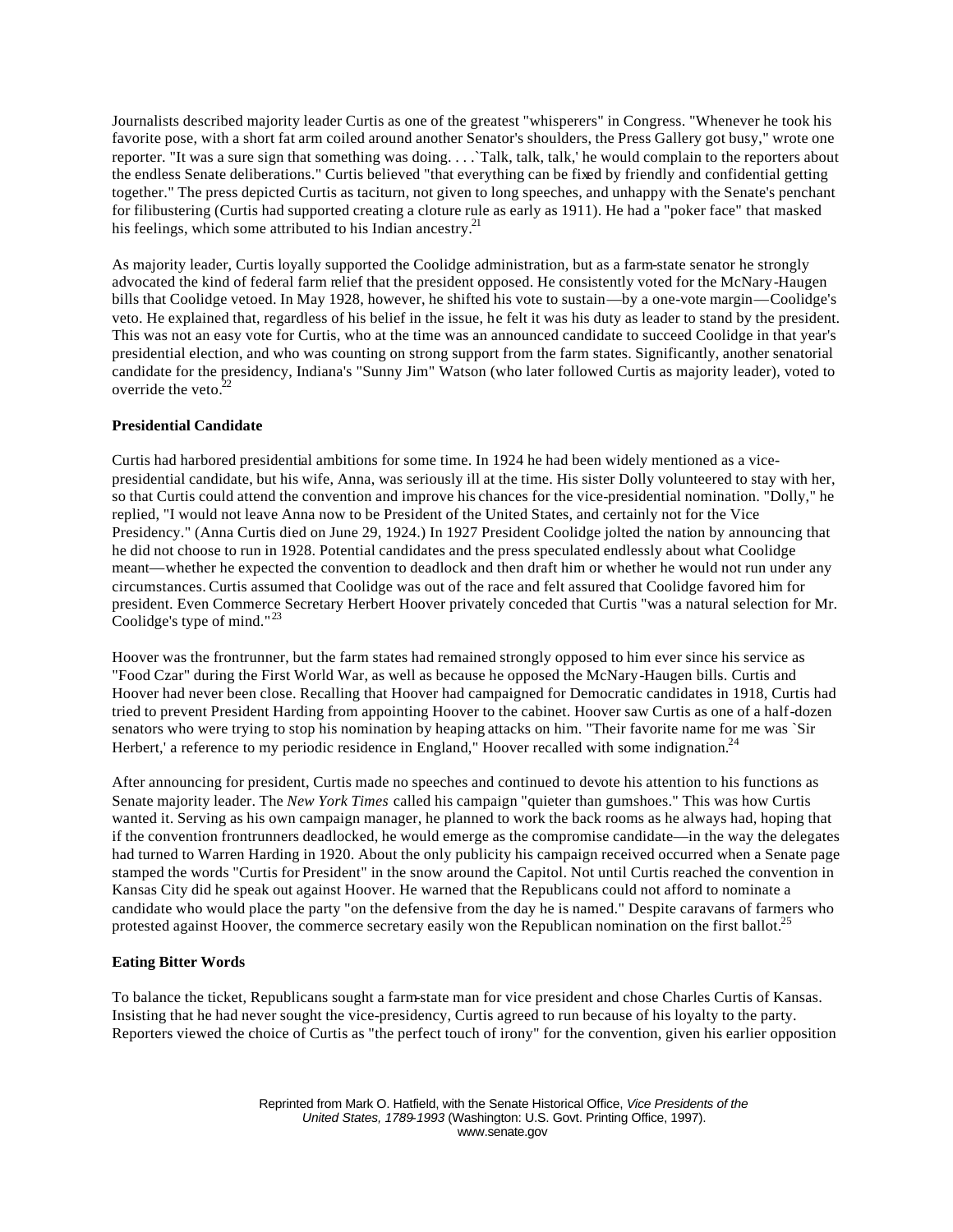Journalists described majority leader Curtis as one of the greatest "whisperers" in Congress. "Whenever he took his favorite pose, with a short fat arm coiled around another Senator's shoulders, the Press Gallery got busy," wrote one reporter. "It was a sure sign that something was doing. . . .`Talk, talk, talk,' he would complain to the reporters about the endless Senate deliberations." Curtis believed "that everything can be fixed by friendly and confidential getting together." The press depicted Curtis as taciturn, not given to long speeches, and unhappy with the Senate's penchant for filibustering (Curtis had supported creating a cloture rule as early as 1911). He had a "poker face" that masked his feelings, which some attributed to his Indian ancestry.[21]

As majority leader, Curtis loyally supported the Coolidge administration, but as a farm-state senator he strongly advocated the kind of federal farm relief that the president opposed. He consistently voted for the McNary-Haugen bills that Coolidge vetoed. In May 1928, however, he shifted his vote to sustain—by a one-vote margin—Coolidge's veto. He explained that, regardless of his belief in the issue, he felt it was his duty as leader to stand by the president. This was not an easy vote for Curtis, who at the time was an announced candidate to succeed Coolidge in that year's presidential election, and who was counting on strong support from the farm states. Significantly, another senatorial candidate for the presidency, Indiana's "Sunny Jim" Watson (who later followed Curtis as majority leader), voted to override the veto.[22]

**Presidential Candidate**

Curtis had harbored presidential ambitions for some time. In 1924 he had been widely mentioned as a vice-presidential candidate, but his wife, Anna, was seriously ill at the time. His sister Dolly volunteered to stay with her, so that Curtis could attend the convention and improve his chances for the vice-presidential nomination. "Dolly," he replied, "I would not leave Anna now to be President of the United States, and certainly not for the Vice Presidency." (Anna Curtis died on June 29, 1924.) In 1927 President Coolidge jolted the nation by announcing that he did not choose to run in 1928. Potential candidates and the press speculated endlessly about what Coolidge meant—whether he expected the convention to deadlock and then draft him or whether he would not run under any circumstances. Curtis assumed that Coolidge was out of the race and felt assured that Coolidge favored him for president. Even Commerce Secretary Herbert Hoover privately conceded that Curtis "was a natural selection for Mr. Coolidge's type of mind."[23]

Hoover was the frontrunner, but the farm states had remained strongly opposed to him ever since his service as "Food Czar" during the First World War, as well as because he opposed the McNary-Haugen bills. Curtis and Hoover had never been close. Recalling that Hoover had campaigned for Democratic candidates in 1918, Curtis had tried to prevent President Harding from appointing Hoover to the cabinet. Hoover saw Curtis as one of a half-dozen senators who were trying to stop his nomination by heaping attacks on him. "Their favorite name for me was `Sir Herbert,' a reference to my periodic residence in England," Hoover recalled with some indignation.[24]

After announcing for president, Curtis made no speeches and continued to devote his attention to his functions as Senate majority leader. The *New York Times* called his campaign "quieter than gumshoes." This was how Curtis wanted it. Serving as his own campaign manager, he planned to work the back rooms as he always had, hoping that if the convention frontrunners deadlocked, he would emerge as the compromise candidate—in the way the delegates had turned to Warren Harding in 1920. About the only publicity his campaign received occurred when a Senate page stamped the words "Curtis for President" in the snow around the Capitol. Not until Curtis reached the convention in Kansas City did he speak out against Hoover. He warned that the Republicans could not afford to nominate a candidate who would place the party "on the defensive from the day he is named." Despite caravans of farmers who protested against Hoover, the commerce secretary easily won the Republican nomination on the first ballot.[25]

**Eating Bitter Words**

To balance the ticket, Republicans sought a farm-state man for vice president and chose Charles Curtis of Kansas. Insisting that he had never sought the vice-presidency, Curtis agreed to run because of his loyalty to the party. Reporters viewed the choice of Curtis as "the perfect touch of irony" for the convention, given his earlier opposition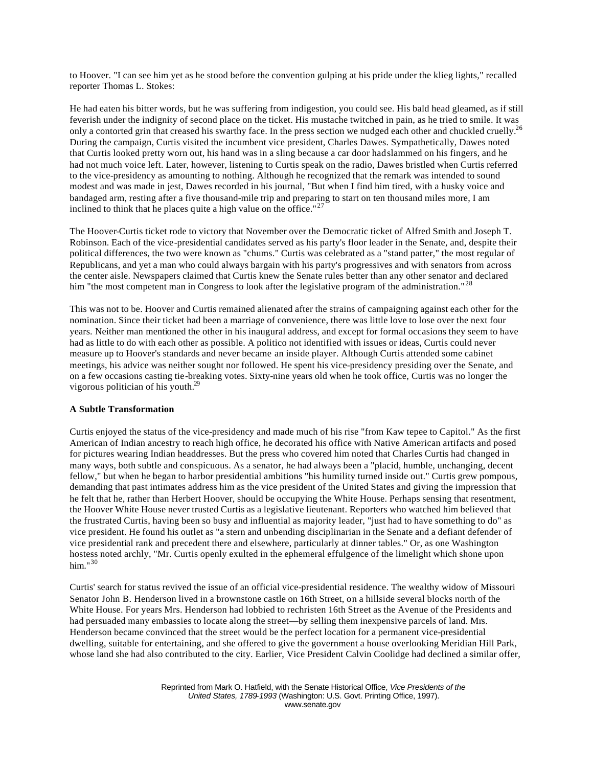to Hoover. "I can see him yet as he stood before the convention gulping at his pride under the klieg lights," recalled reporter Thomas L. Stokes:

He had eaten his bitter words, but he was suffering from indigestion, you could see. His bald head gleamed, as if still feverish under the indignity of second place on the ticket. His mustache twitched in pain, as he tried to smile. It was only a contorted grin that creased his swarthy face. In the press section we nudged each other and chuckled cruelly.[26]

During the campaign, Curtis visited the incumbent vice president, Charles Dawes. Sympathetically, Dawes noted that Curtis looked pretty worn out, his hand was in a sling because a car door had slammed on his fingers, and he had not much voice left. Later, however, listening to Curtis speak on the radio, Dawes bristled when Curtis referred to the vice-presidency as amounting to nothing. Although he recognized that the remark was intended to sound modest and was made in jest, Dawes recorded in his journal, "But when I find him tired, with a husky voice and bandaged arm, resting after a five thousand-mile trip and preparing to start on ten thousand miles more, I am inclined to think that he places quite a high value on the office."[27]

The Hoover-Curtis ticket rode to victory that November over the Democratic ticket of Alfred Smith and Joseph T. Robinson. Each of the vice-presidential candidates served as his party's floor leader in the Senate, and, despite their political differences, the two were known as "chums." Curtis was celebrated as a "stand patter," the most regular of Republicans, and yet a man who could always bargain with his party's progressives and with senators from across the center aisle. Newspapers claimed that Curtis knew the Senate rules better than any other senator and declared him "the most competent man in Congress to look after the legislative program of the administration."[28]

This was not to be. Hoover and Curtis remained alienated after the strains of campaigning against each other for the nomination. Since their ticket had been a marriage of convenience, there was little love to lose over the next four years. Neither man mentioned the other in his inaugural address, and except for formal occasions they seem to have had as little to do with each other as possible. A politico not identified with issues or ideas, Curtis could never measure up to Hoover's standards and never became an inside player. Although Curtis attended some cabinet meetings, his advice was neither sought nor followed. He spent his vice-presidency presiding over the Senate, and on a few occasions casting tie-breaking votes. Sixty-nine years old when he took office, Curtis was no longer the vigorous politician of his youth.[29]

**A Subtle Transformation**

Curtis enjoyed the status of the vice-presidency and made much of his rise "from Kaw tepee to Capitol." As the first American of Indian ancestry to reach high office, he decorated his office with Native American artifacts and posed for pictures wearing Indian headdresses. But the press who covered him noted that Charles Curtis had changed in many ways, both subtle and conspicuous. As a senator, he had always been a "placid, humble, unchanging, decent fellow," but when he began to harbor presidential ambitions "his humility turned inside out." Curtis grew pompous, demanding that past intimates address him as the vice president of the United States and giving the impression that he felt that he, rather than Herbert Hoover, should be occupying the White House. Perhaps sensing that resentment, the Hoover White House never trusted Curtis as a legislative lieutenant. Reporters who watched him believed that the frustrated Curtis, having been so busy and influential as majority leader, "just had to have something to do" as vice president. He found his outlet as "a stern and unbending disciplinarian in the Senate and a defiant defender of vice presidential rank and precedent there and elsewhere, particularly at dinner tables." Or, as one Washington hostess noted archly, "Mr. Curtis openly exulted in the ephemeral effulgence of the limelight which shone upon him."[30]

Curtis' search for status revived the issue of an official vice-presidential residence. The wealthy widow of Missouri Senator John B. Henderson lived in a brownstone castle on 16th Street, on a hillside several blocks north of the White House. For years Mrs. Henderson had lobbied to rechristen 16th Street as the Avenue of the Presidents and had persuaded many embassies to locate along the street—by selling them inexpensive parcels of land. Mrs. Henderson became convinced that the street would be the perfect location for a permanent vice-presidential dwelling, suitable for entertaining, and she offered to give the government a house overlooking Meridian Hill Park, whose land she had also contributed to the city. Earlier, Vice President Calvin Coolidge had declined a similar offer,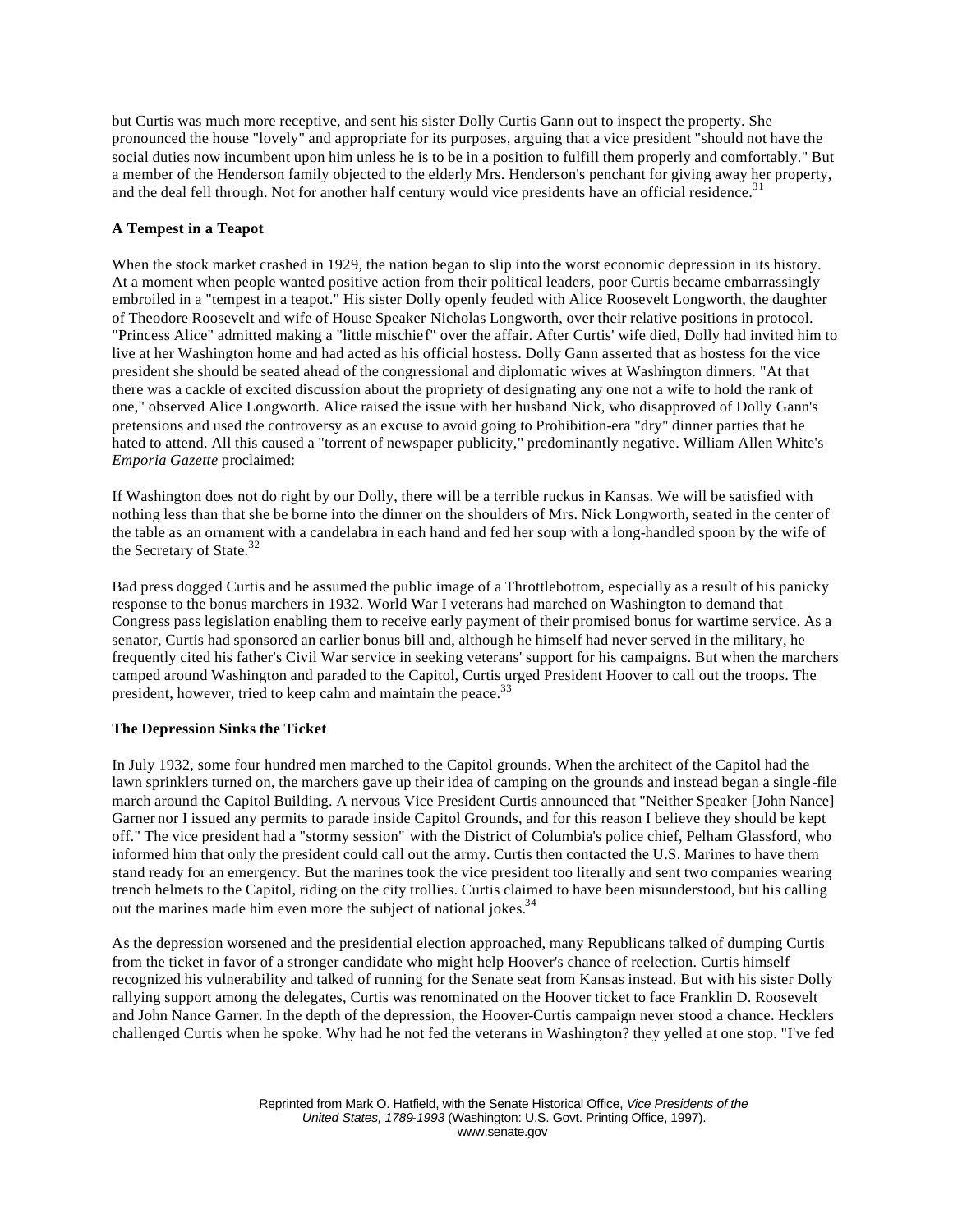but Curtis was much more receptive, and sent his sister Dolly Curtis Gann out to inspect the property. She pronounced the house "lovely" and appropriate for its purposes, arguing that a vice president "should not have the social duties now incumbent upon him unless he is to be in a position to fulfill them properly and comfortably." But a member of the Henderson family objected to the elderly Mrs. Henderson's penchant for giving away her property, and the deal fell through. Not for another half century would vice presidents have an official residence.[31]

### A Tempest in a Teapot

When the stock market crashed in 1929, the nation began to slip into the worst economic depression in its history. At a moment when people wanted positive action from their political leaders, poor Curtis became embarrassingly embroiled in a "tempest in a teapot." His sister Dolly openly feuded with Alice Roosevelt Longworth, the daughter of Theodore Roosevelt and wife of House Speaker Nicholas Longworth, over their relative positions in protocol. "Princess Alice" admitted making a "little mischief" over the affair. After Curtis' wife died, Dolly had invited him to live at her Washington home and had acted as his official hostess. Dolly Gann asserted that as hostess for the vice president she should be seated ahead of the congressional and diplomatic wives at Washington dinners. "At that there was a cackle of excited discussion about the propriety of designating any one not a wife to hold the rank of one," observed Alice Longworth. Alice raised the issue with her husband Nick, who disapproved of Dolly Gann's pretensions and used the controversy as an excuse to avoid going to Prohibition-era "dry" dinner parties that he hated to attend. All this caused a "torrent of newspaper publicity," predominantly negative. William Allen White's *Emporia Gazette* proclaimed:

If Washington does not do right by our Dolly, there will be a terrible ruckus in Kansas. We will be satisfied with nothing less than that she be borne into the dinner on the shoulders of Mrs. Nick Longworth, seated in the center of the table as an ornament with a candelabra in each hand and fed her soup with a long-handled spoon by the wife of the Secretary of State.[32]

Bad press dogged Curtis and he assumed the public image of a Throttlebottom, especially as a result of his panicky response to the bonus marchers in 1932. World War I veterans had marched on Washington to demand that Congress pass legislation enabling them to receive early payment of their promised bonus for wartime service. As a senator, Curtis had sponsored an earlier bonus bill and, although he himself had never served in the military, he frequently cited his father's Civil War service in seeking veterans' support for his campaigns. But when the marchers camped around Washington and paraded to the Capitol, Curtis urged President Hoover to call out the troops. The president, however, tried to keep calm and maintain the peace.[33]

### The Depression Sinks the Ticket

In July 1932, some four hundred men marched to the Capitol grounds. When the architect of the Capitol had the lawn sprinklers turned on, the marchers gave up their idea of camping on the grounds and instead began a single-file march around the Capitol Building. A nervous Vice President Curtis announced that "Neither Speaker [John Nance] Garner nor I issued any permits to parade inside Capitol Grounds, and for this reason I believe they should be kept off." The vice president had a "stormy session" with the District of Columbia's police chief, Pelham Glassford, who informed him that only the president could call out the army. Curtis then contacted the U.S. Marines to have them stand ready for an emergency. But the marines took the vice president too literally and sent two companies wearing trench helmets to the Capitol, riding on the city trolleys. Curtis claimed to have been misunderstood, but his calling out the marines made him even more the subject of national jokes.[34]

As the depression worsened and the presidential election approached, many Republicans talked of dumping Curtis from the ticket in favor of a stronger candidate who might help Hoover's chance of reelection. Curtis himself recognized his vulnerability and talked of running for the Senate seat from Kansas instead. But with his sister Dolly rallying support among the delegates, Curtis was renominated on the Hoover ticket to face Franklin D. Roosevelt and John Nance Garner. In the depth of the depression, the Hoover-Curtis campaign never stood a chance. Hecklers challenged Curtis when he spoke. Why had he not fed the veterans in Washington? they yelled at one stop. "I've fed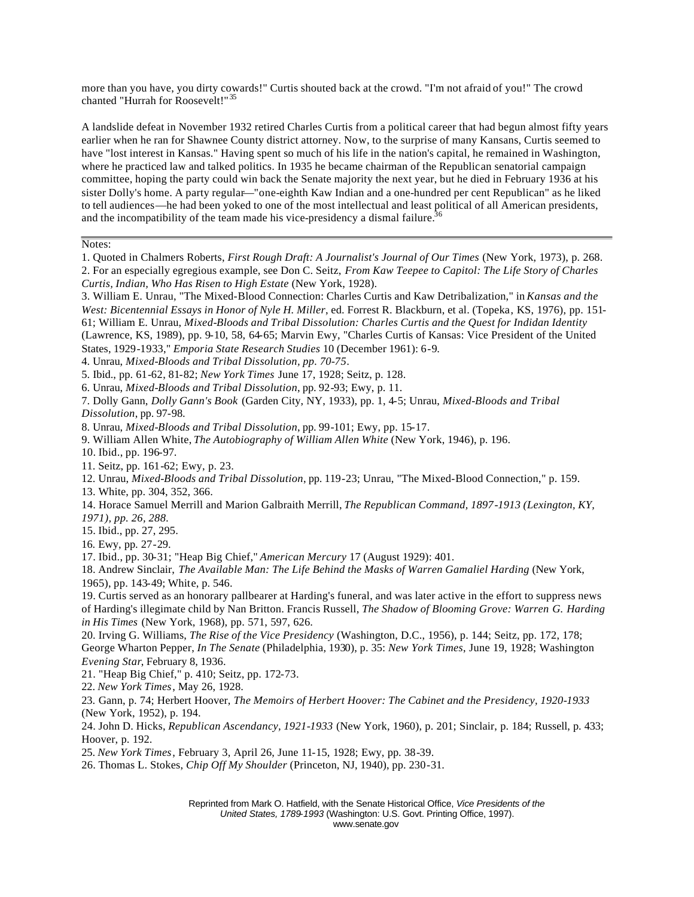more than you have, you dirty cowards!" Curtis shouted back at the crowd. "I'm not afraid of you!" The crowd chanted "Hurrah for Roosevelt!"[35]

A landslide defeat in November 1932 retired Charles Curtis from a political career that had begun almost fifty years earlier when he ran for Shawnee County district attorney. Now, to the surprise of many Kansans, Curtis seemed to have "lost interest in Kansas." Having spent so much of his life in the nation's capital, he remained in Washington, where he practiced law and talked politics. In 1935 he became chairman of the Republican senatorial campaign committee, hoping the party could win back the Senate majority the next year, but he died in February 1936 at his sister Dolly's home. A party regular—"one-eighth Kaw Indian and a one-hundred per cent Republican" as he liked to tell audiences—he had been yoked to one of the most intellectual and least political of all American presidents, and the incompatibility of the team made his vice-presidency a dismal failure.[36]

---

Notes:

1. Quoted in Chalmers Roberts, *First Rough Draft: A Journalist's Journal of Our Times* (New York, 1973), p. 268.
2. For an especially egregious example, see Don C. Seitz, *From Kaw Teepee to Capitol: The Life Story of Charles Curtis, Indian, Who Has Risen to High Estate* (New York, 1928).
3. William E. Unrau, "The Mixed-Blood Connection: Charles Curtis and Kaw Detribalization," in *Kansas and the West: Bicentennial Essays in Honor of Nyle H. Miller*, ed. Forrest R. Blackburn, et al. (Topeka, KS, 1976), pp. 151-61; William E. Unrau, *Mixed-Bloods and Tribal Dissolution: Charles Curtis and the Quest for Indidan Identity* (Lawrence, KS, 1989), pp. 9-10, 58, 64-65; Marvin Ewy, "Charles Curtis of Kansas: Vice President of the United States, 1929-1933," *Emporia State Research Studies* 10 (December 1961): 6-9.
4. Unrau, *Mixed-Bloods and Tribal Dissolution, pp. 70-75*.
5. Ibid., pp. 61-62, 81-82; *New York Times* June 17, 1928; Seitz, p. 128.
6. Unrau, *Mixed-Bloods and Tribal Dissolution*, pp. 92-93; Ewy, p. 11.
7. Dolly Gann, *Dolly Gann's Book* (Garden City, NY, 1933), pp. 1, 4-5; Unrau, *Mixed-Bloods and Tribal Dissolution*, pp. 97-98.
8. Unrau, *Mixed-Bloods and Tribal Dissolution*, pp. 99-101; Ewy, pp. 15-17.
9. William Allen White, *The Autobiography of William Allen White* (New York, 1946), p. 196.
10. Ibid., pp. 196-97.
11. Seitz, pp. 161-62; Ewy, p. 23.
12. Unrau, *Mixed-Bloods and Tribal Dissolution*, pp. 119-23; Unrau, "The Mixed-Blood Connection," p. 159.
13. White, pp. 304, 352, 366.
14. Horace Samuel Merrill and Marion Galbraith Merrill, *The Republican Command, 1897-1913 (Lexington, KY, 1971), pp. 26, 288.*
15. Ibid., pp. 27, 295.
16. Ewy, pp. 27-29.
17. Ibid., pp. 30-31; "Heap Big Chief," *American Mercury* 17 (August 1929): 401.
18. Andrew Sinclair, *The Available Man: The Life Behind the Masks of Warren Gamaliel Harding* (New York, 1965), pp. 143-49; White, p. 546.
19. Curtis served as an honorary pallbearer at Harding's funeral, and was later active in the effort to suppress news of Harding's illegimate child by Nan Britton. Francis Russell, *The Shadow of Blooming Grove: Warren G. Harding in His Times* (New York, 1968), pp. 571, 597, 626.
20. Irving G. Williams, *The Rise of the Vice Presidency* (Washington, D.C., 1956), p. 144; Seitz, pp. 172, 178; George Wharton Pepper, *In The Senate* (Philadelphia, 1930), p. 35: *New York Times*, June 19, 1928; Washington *Evening Star*, February 8, 1936.
21. "Heap Big Chief," p. 410; Seitz, pp. 172-73.
22. *New York Times*, May 26, 1928.
23. Gann, p. 74; Herbert Hoover, *The Memoirs of Herbert Hoover: The Cabinet and the Presidency, 1920-1933* (New York, 1952), p. 194.
24. John D. Hicks, *Republican Ascendancy, 1921-1933* (New York, 1960), p. 201; Sinclair, p. 184; Russell, p. 433; Hoover, p. 192.
25. *New York Times*, February 3, April 26, June 11-15, 1928; Ewy, pp. 38-39.
26. Thomas L. Stokes, *Chip Off My Shoulder* (Princeton, NJ, 1940), pp. 230-31.

Reprinted from Mark O. Hatfield, with the Senate Historical Office, *Vice Presidents of the United States, 1789-1993* (Washington: U.S. Govt. Printing Office, 1997).
www.senate.gov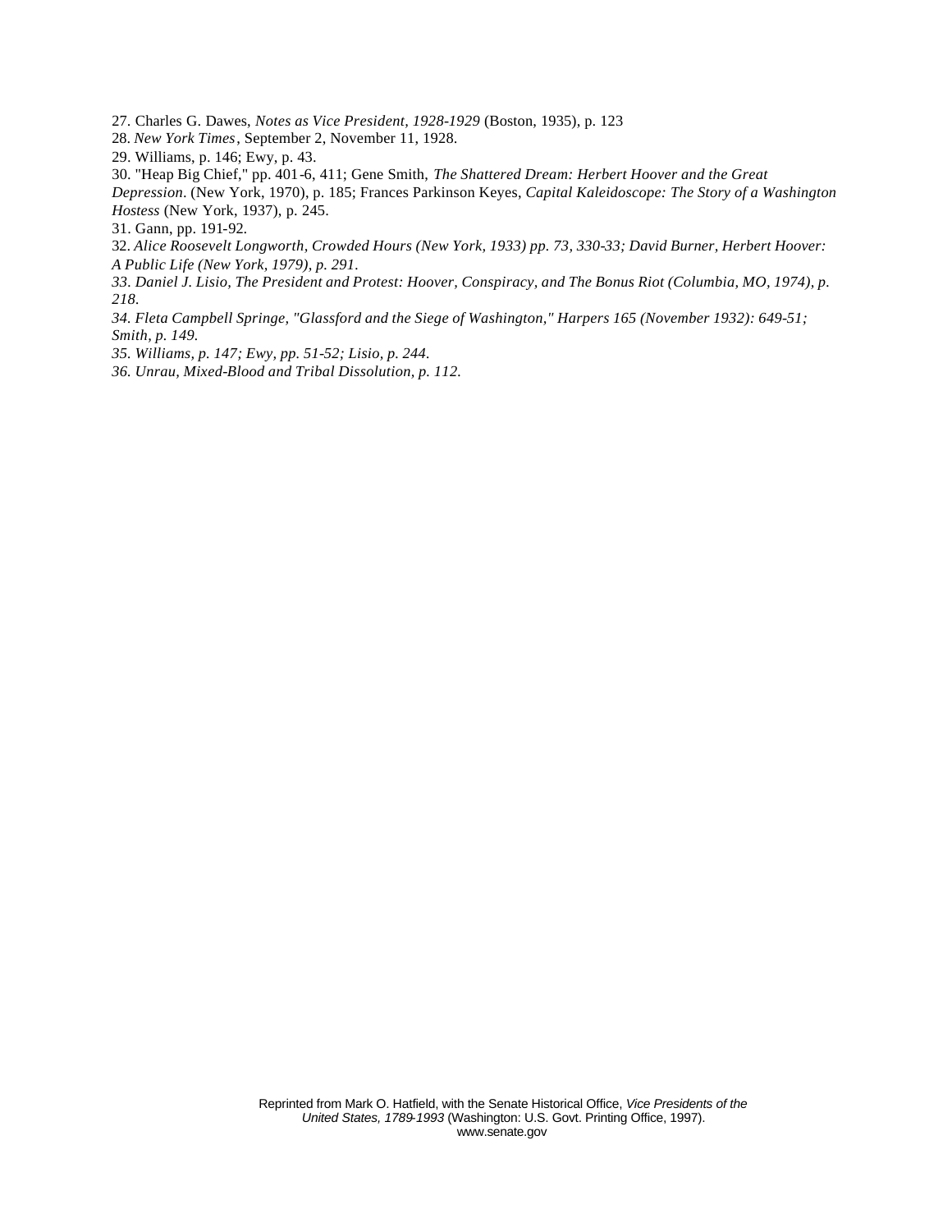27. Charles G. Dawes, *Notes as Vice President, 1928-1929* (Boston, 1935), p. 123

28. *New York Times*, September 2, November 11, 1928.

29. Williams, p. 146; Ewy, p. 43.

30. "Heap Big Chief," pp. 401-6, 411; Gene Smith, *The Shattered Dream: Herbert Hoover and the Great Depression*. (New York, 1970), p. 185; Frances Parkinson Keyes, *Capital Kaleidoscope: The Story of a Washington Hostess* (New York, 1937), p. 245.

31. Gann, pp. 191-92.

32. *Alice Roosevelt Longworth, Crowded Hours (New York, 1933) pp. 73, 330-33; David Burner, Herbert Hoover: A Public Life (New York, 1979), p. 291.*

*33. Daniel J. Lisio, The President and Protest: Hoover, Conspiracy, and The Bonus Riot (Columbia, MO, 1974), p. 218.*

*34. Fleta Campbell Springe, "Glassford and the Siege of Washington," Harpers 165 (November 1932): 649-51; Smith, p. 149.*

*35. Williams, p. 147; Ewy, pp. 51-52; Lisio, p. 244.*

*36. Unrau, Mixed-Blood and Tribal Dissolution, p. 112.*

Reprinted from Mark O. Hatfield, with the Senate Historical Office, *Vice Presidents of the United States, 1789-1993* (Washington: U.S. Govt. Printing Office, 1997).
www.senate.gov